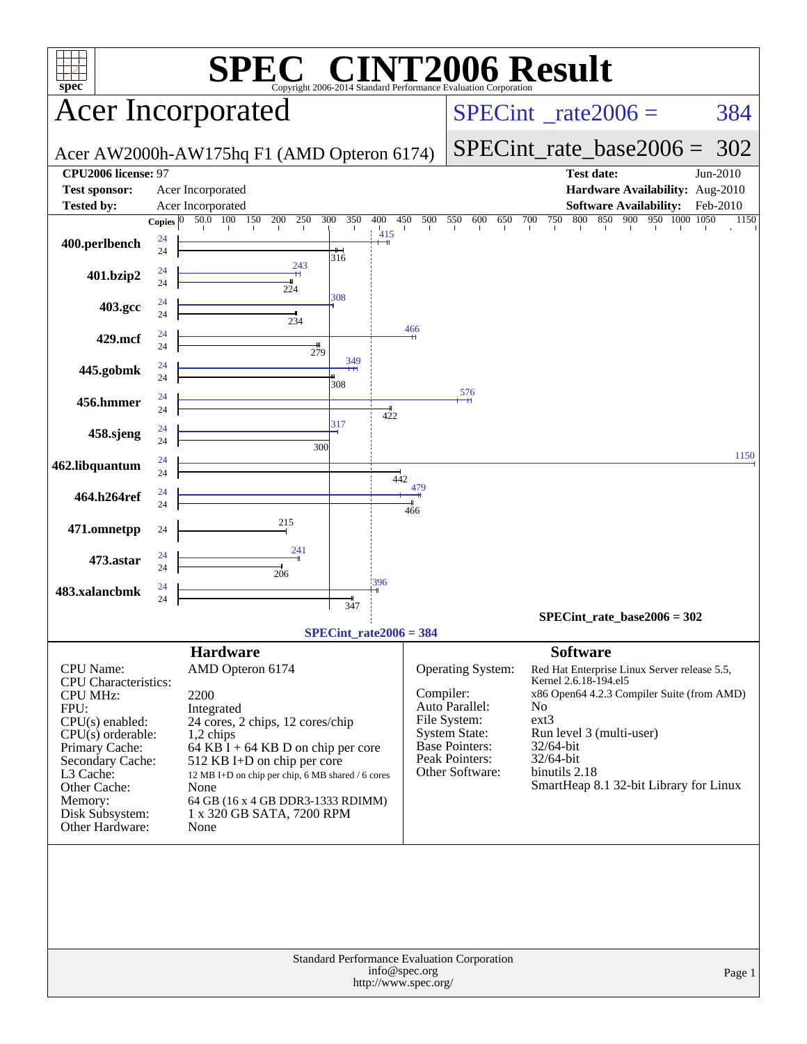# SPEC® CINT2006 Result

Copyright 2006-2014 Standard Performance Evaluation Corporation

## Acer Incorporated

Acer AW2000h-AW175hq F1 (AMD Opteron 6174)

SPECint_rate2006 = 384

SPECint_rate_base2006 = 302

| | | | |
|---|---|---|---|
| **CPU2006 license:** | 97 | **Test date:** | Jun-2010 |
| **Test sponsor:** | Acer Incorporated | **Hardware Availability:** | Aug-2010 |
| **Tested by:** | Acer Incorporated | **Software Availability:** | Feb-2010 |

| Benchmark | Copies (peak) | Peak | Copies (base) | Base |
|---|---|---|---|---|
| 400.perlbench | 24 | 415 | 24 | 316 |
| 401.bzip2 | 24 | 243 | 24 | 224 |
| 403.gcc | 24 | 308 | 24 | 234 |
| 429.mcf | 24 | 466 | 24 | 279 |
| 445.gobmk | 24 | 349 | 24 | 308 |
| 456.hmmer | 24 | 576 | 24 | 422 |
| 458.sjeng | 24 | 317 | 24 | 300 |
| 462.libquantum | 24 | 1150 | 24 | 442 |
| 464.h264ref | 24 | 479 | 24 | 466 |
| 471.omnetpp | | | 24 | 215 |
| 473.astar | 24 | 241 | 24 | 206 |
| 483.xalancbmk | 24 | 396 | 24 | 347 |

SPECint_rate_base2006 = 302

SPECint_rate2006 = 384

### Hardware

| | |
|---|---|
| CPU Name: | AMD Opteron 6174 |
| CPU Characteristics: | |
| CPU MHz: | 2200 |
| FPU: | Integrated |
| CPU(s) enabled: | 24 cores, 2 chips, 12 cores/chip |
| CPU(s) orderable: | 1,2 chips |
| Primary Cache: | 64 KB I + 64 KB D on chip per core |
| Secondary Cache: | 512 KB I+D on chip per core |
| L3 Cache: | 12 MB I+D on chip per chip, 6 MB shared / 6 cores |
| Other Cache: | None |
| Memory: | 64 GB (16 x 4 GB DDR3-1333 RDIMM) |
| Disk Subsystem: | 1 x 320 GB SATA, 7200 RPM |
| Other Hardware: | None |

### Software

| | |
|---|---|
| Operating System: | Red Hat Enterprise Linux Server release 5.5, Kernel 2.6.18-194.el5 |
| Compiler: | x86 Open64 4.2.3 Compiler Suite (from AMD) |
| Auto Parallel: | No |
| File System: | ext3 |
| System State: | Run level 3 (multi-user) |
| Base Pointers: | 32/64-bit |
| Peak Pointers: | 32/64-bit |
| Other Software: | binutils 2.18<br>SmartHeap 8.1 32-bit Library for Linux |

Standard Performance Evaluation Corporation
info@spec.org
http://www.spec.org/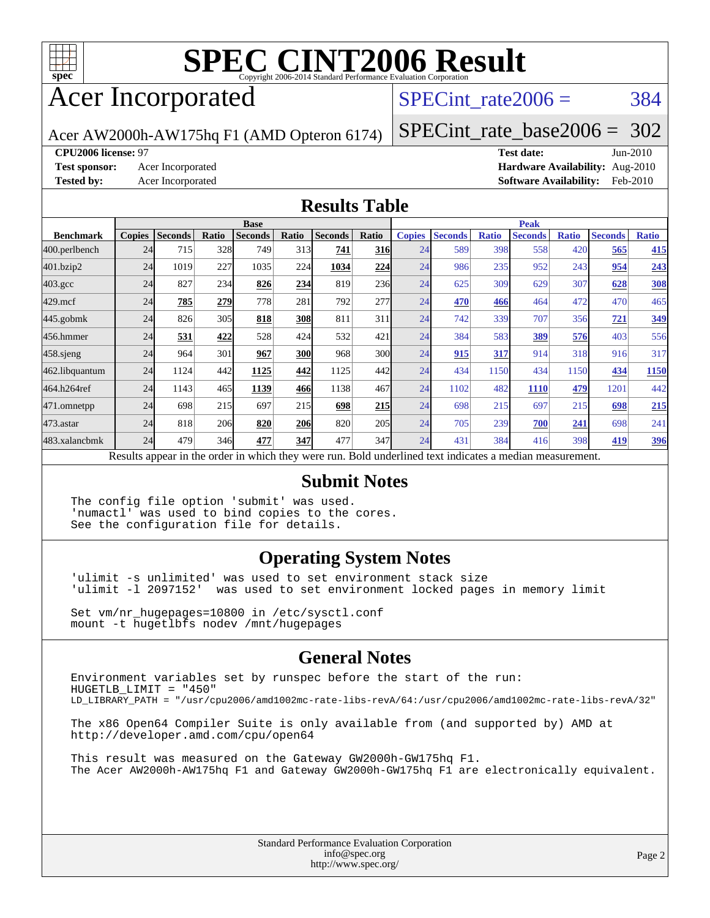# SPEC CINT2006 Result

Copyright 2006-2014 Standard Performance Evaluation Corporation

## Acer Incorporated

Acer AW2000h-AW175hq F1 (AMD Opteron 6174)

SPECint_rate2006 = 384

SPECint_rate_base2006 = 302

**CPU2006 license:** 97
**Test sponsor:** Acer Incorporated
**Tested by:** Acer Incorporated

**Test date:** Jun-2010
**Hardware Availability:** Aug-2010
**Software Availability:** Feb-2010

## Results Table

| | Base | | | | | | | Peak | | | | | | |
|---|---|---|---|---|---|---|---|---|---|---|---|---|---|---|
| **Benchmark** | **Copies** | **Seconds** | **Ratio** | **Seconds** | **Ratio** | **Seconds** | **Ratio** | **Copies** | **Seconds** | **Ratio** | **Seconds** | **Ratio** | **Seconds** | **Ratio** |
| 400.perlbench | 24 | 715 | 328 | 749 | 313 | **741** | **316** | 24 | 589 | 398 | 558 | 420 | **565** | **415** |
| 401.bzip2 | 24 | 1019 | 227 | 1035 | 224 | **1034** | **224** | 24 | 986 | 235 | 952 | 243 | **954** | **243** |
| 403.gcc | 24 | 827 | 234 | **826** | **234** | 819 | 236 | 24 | 625 | 309 | 629 | 307 | **628** | **308** |
| 429.mcf | 24 | **785** | **279** | 778 | 281 | 792 | 277 | 24 | **470** | **466** | 464 | 472 | 470 | 465 |
| 445.gobmk | 24 | 826 | 305 | **818** | **308** | 811 | 311 | 24 | 742 | 339 | 707 | 356 | **721** | **349** |
| 456.hmmer | 24 | **531** | **422** | 528 | 424 | 532 | 421 | 24 | 384 | 583 | **389** | **576** | 403 | 556 |
| 458.sjeng | 24 | 964 | 301 | **967** | **300** | 968 | 300 | 24 | **915** | **317** | 914 | 318 | 916 | 317 |
| 462.libquantum | 24 | 1124 | 442 | **1125** | **442** | 1125 | 442 | 24 | 434 | 1150 | 434 | 1150 | **434** | **1150** |
| 464.h264ref | 24 | 1143 | 465 | **1139** | **466** | 1138 | 467 | 24 | 1102 | 482 | **1110** | **479** | 1201 | 442 |
| 471.omnetpp | 24 | 698 | 215 | 697 | 215 | **698** | **215** | 24 | 698 | 215 | 697 | 215 | **698** | **215** |
| 473.astar | 24 | 818 | 206 | **820** | **206** | 820 | 205 | 24 | 705 | 239 | **700** | **241** | 698 | 241 |
| 483.xalancbmk | 24 | 479 | 346 | **477** | **347** | 477 | 347 | 24 | 431 | 384 | 416 | 398 | **419** | **396** |

Results appear in the order in which they were run. Bold underlined text indicates a median measurement.

## Submit Notes

```
The config file option 'submit' was used.
'numactl' was used to bind copies to the cores.
See the configuration file for details.
```

## Operating System Notes

```
'ulimit -s unlimited' was used to set environment stack size
'ulimit -l 2097152'  was used to set environment locked pages in memory limit

Set vm/nr_hugepages=10800 in /etc/sysctl.conf
mount -t hugetlbfs nodev /mnt/hugepages
```

## General Notes

```
Environment variables set by runspec before the start of the run:
HUGETLB_LIMIT = "450"
LD_LIBRARY_PATH = "/usr/cpu2006/amd1002mc-rate-libs-revA/64:/usr/cpu2006/amd1002mc-rate-libs-revA/32"

The x86 Open64 Compiler Suite is only available from (and supported by) AMD at
http://developer.amd.com/cpu/open64

This result was measured on the Gateway GW2000h-GW175hq F1.
The Acer AW2000h-AW175hq F1 and Gateway GW2000h-GW175hq F1 are electronically equivalent.
```

Standard Performance Evaluation Corporation
info@spec.org
http://www.spec.org/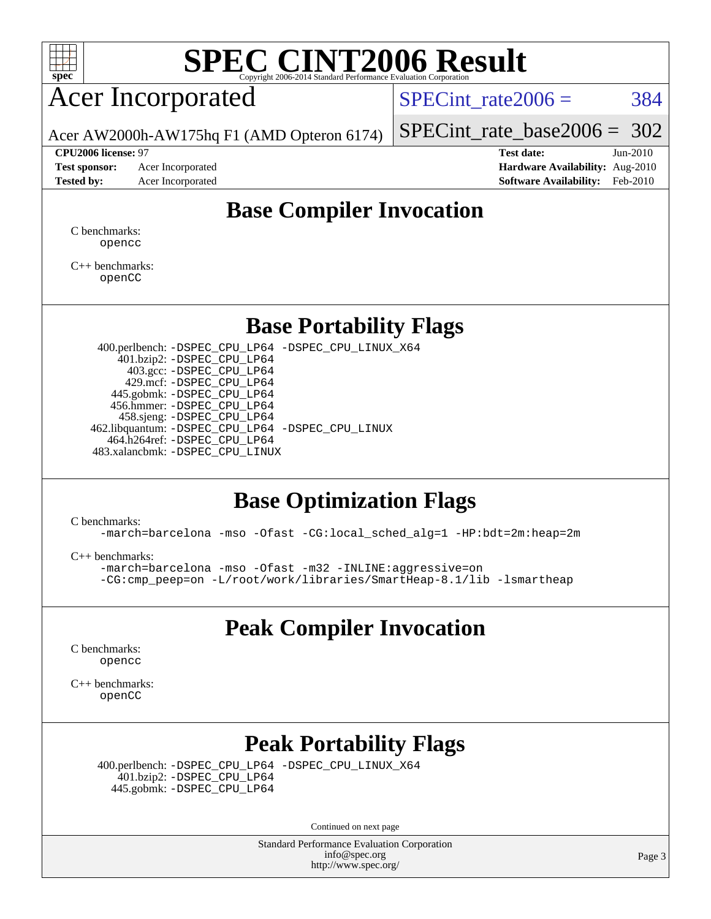# SPEC CINT2006 Result

Copyright 2006-2014 Standard Performance Evaluation Corporation

## Acer Incorporated

Acer AW2000h-AW175hq F1 (AMD Opteron 6174)

SPECint_rate2006 = 384

SPECint_rate_base2006 = 302

**CPU2006 license:** 97
**Test sponsor:** Acer Incorporated
**Tested by:** Acer Incorporated

**Test date:** Jun-2010
**Hardware Availability:** Aug-2010
**Software Availability:** Feb-2010

## Base Compiler Invocation

C benchmarks:
```
opencc
```

C++ benchmarks:
```
openCC
```

## Base Portability Flags

```
   400.perlbench: -DSPEC_CPU_LP64 -DSPEC_CPU_LINUX_X64
       401.bzip2: -DSPEC_CPU_LP64
         403.gcc: -DSPEC_CPU_LP64
         429.mcf: -DSPEC_CPU_LP64
       445.gobmk: -DSPEC_CPU_LP64
       456.hmmer: -DSPEC_CPU_LP64
       458.sjeng: -DSPEC_CPU_LP64
  462.libquantum: -DSPEC_CPU_LP64 -DSPEC_CPU_LINUX
     464.h264ref: -DSPEC_CPU_LP64
  483.xalancbmk: -DSPEC_CPU_LINUX
```

## Base Optimization Flags

C benchmarks:
```
-march=barcelona -mso -Ofast -CG:local_sched_alg=1 -HP:bdt=2m:heap=2m
```

C++ benchmarks:
```
-march=barcelona -mso -Ofast -m32 -INLINE:aggressive=on
-CG:cmp_peep=on -L/root/work/libraries/SmartHeap-8.1/lib -lsmartheap
```

## Peak Compiler Invocation

C benchmarks:
```
opencc
```

C++ benchmarks:
```
openCC
```

## Peak Portability Flags

```
   400.perlbench: -DSPEC_CPU_LP64 -DSPEC_CPU_LINUX_X64
       401.bzip2: -DSPEC_CPU_LP64
       445.gobmk: -DSPEC_CPU_LP64
```

Continued on next page

Standard Performance Evaluation Corporation
info@spec.org
http://www.spec.org/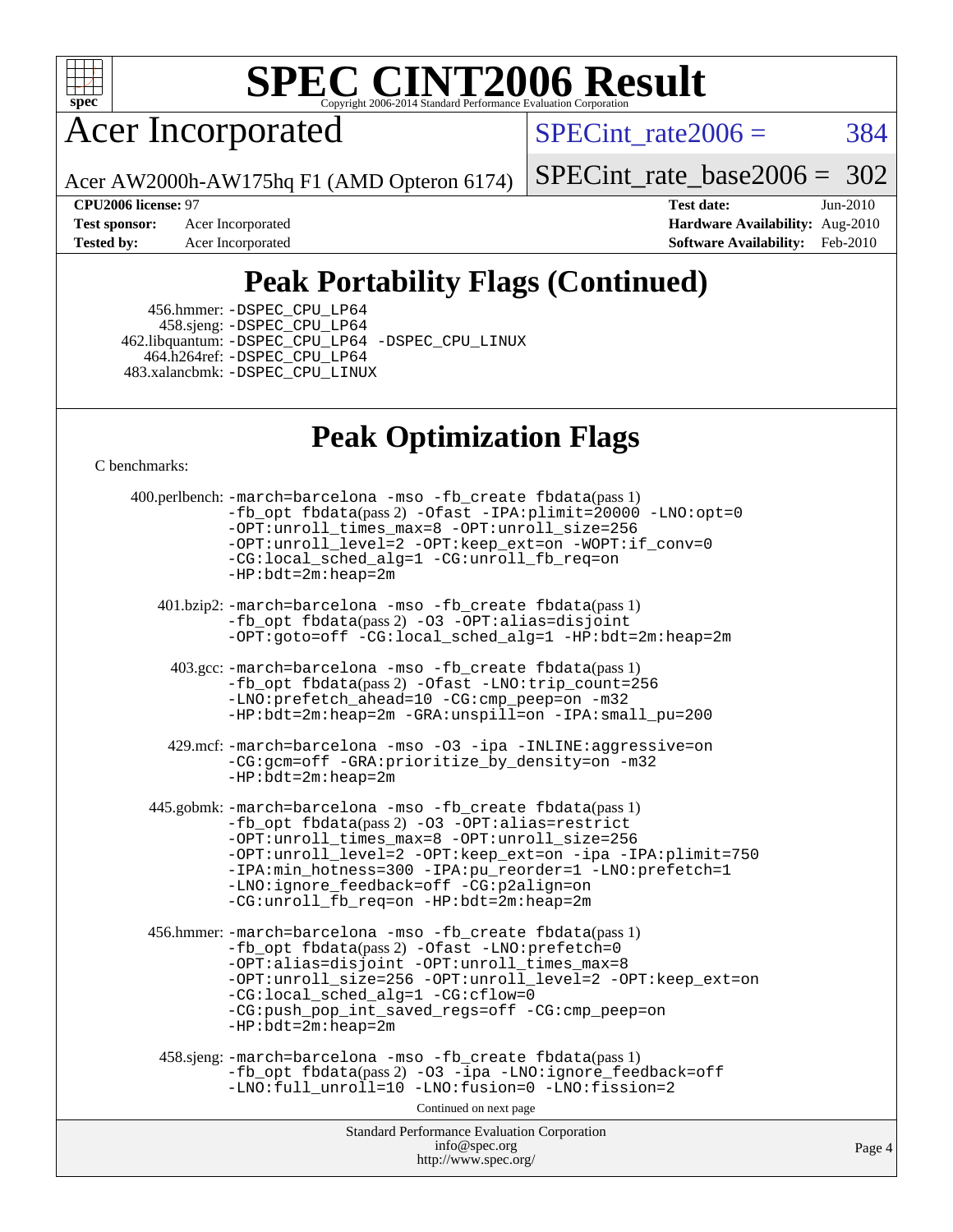# SPEC CINT2006 Result

## Acer Incorporated

Acer AW2000h-AW175hq F1 (AMD Opteron 6174)

SPECint_rate2006 = 384

SPECint_rate_base2006 = 302

**CPU2006 license:** 97
**Test sponsor:** Acer Incorporated
**Tested by:** Acer Incorporated

**Test date:** Jun-2010
**Hardware Availability:** Aug-2010
**Software Availability:** Feb-2010

## Peak Portability Flags (Continued)

456.hmmer: -DSPEC_CPU_LP64
458.sjeng: -DSPEC_CPU_LP64
462.libquantum: -DSPEC_CPU_LP64 -DSPEC_CPU_LINUX
464.h264ref: -DSPEC_CPU_LP64
483.xalancbmk: -DSPEC_CPU_LINUX

## Peak Optimization Flags

C benchmarks:

400.perlbench: -march=barcelona -mso -fb_create fbdata(pass 1) -fb_opt fbdata(pass 2) -Ofast -IPA:plimit=20000 -LNO:opt=0 -OPT:unroll_times_max=8 -OPT:unroll_size=256 -OPT:unroll_level=2 -OPT:keep_ext=on -WOPT:if_conv=0 -CG:local_sched_alg=1 -CG:unroll_fb_req=on -HP:bdt=2m:heap=2m

401.bzip2: -march=barcelona -mso -fb_create fbdata(pass 1) -fb_opt fbdata(pass 2) -O3 -OPT:alias=disjoint -OPT:goto=off -CG:local_sched_alg=1 -HP:bdt=2m:heap=2m

403.gcc: -march=barcelona -mso -fb_create fbdata(pass 1) -fb_opt fbdata(pass 2) -Ofast -LNO:trip_count=256 -LNO:prefetch_ahead=10 -CG:cmp_peep=on -m32 -HP:bdt=2m:heap=2m -GRA:unspill=on -IPA:small_pu=200

429.mcf: -march=barcelona -mso -O3 -ipa -INLINE:aggressive=on -CG:gcm=off -GRA:prioritize_by_density=on -m32 -HP:bdt=2m:heap=2m

445.gobmk: -march=barcelona -mso -fb_create fbdata(pass 1) -fb_opt fbdata(pass 2) -O3 -OPT:alias=restrict -OPT:unroll_times_max=8 -OPT:unroll_size=256 -OPT:unroll_level=2 -OPT:keep_ext=on -ipa -IPA:plimit=750 -IPA:min_hotness=300 -IPA:pu_reorder=1 -LNO:prefetch=1 -LNO:ignore_feedback=off -CG:p2align=on -CG:unroll_fb_req=on -HP:bdt=2m:heap=2m

456.hmmer: -march=barcelona -mso -fb_create fbdata(pass 1) -fb_opt fbdata(pass 2) -Ofast -LNO:prefetch=0 -OPT:alias=disjoint -OPT:unroll_times_max=8 -OPT:unroll_size=256 -OPT:unroll_level=2 -OPT:keep_ext=on -CG:local_sched_alg=1 -CG:cflow=0 -CG:push_pop_int_saved_regs=off -CG:cmp_peep=on -HP:bdt=2m:heap=2m

458.sjeng: -march=barcelona -mso -fb_create fbdata(pass 1) -fb_opt fbdata(pass 2) -O3 -ipa -LNO:ignore_feedback=off -LNO:full_unroll=10 -LNO:fusion=0 -LNO:fission=2

Continued on next page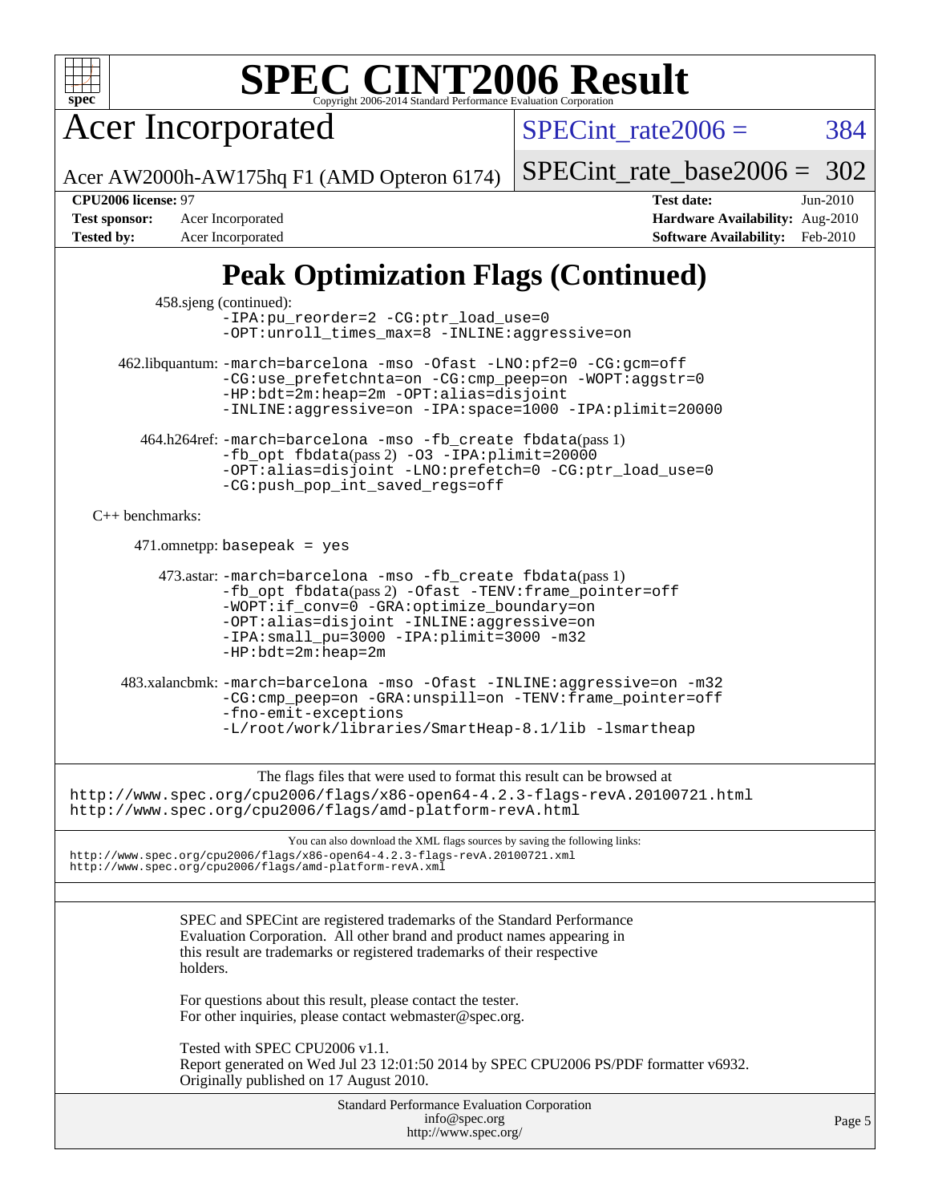# Peak Optimization Flags (Continued)

458.sjeng (continued):
-IPA:pu_reorder=2 -CG:ptr_load_use=0
-OPT:unroll_times_max=8 -INLINE:aggressive=on

462.libquantum: -march=barcelona -mso -Ofast -LNO:pf2=0 -CG:gcm=off
-CG:use_prefetchnta=on -CG:cmp_peep=on -WOPT:aggstr=0
-HP:bdt=2m:heap=2m -OPT:alias=disjoint
-INLINE:aggressive=on -IPA:space=1000 -IPA:plimit=20000

464.h264ref: -march=barcelona -mso -fb_create fbdata(pass 1)
-fb_opt fbdata(pass 2) -O3 -IPA:plimit=20000
-OPT:alias=disjoint -LNO:prefetch=0 -CG:ptr_load_use=0
-CG:push_pop_int_saved_regs=off

C++ benchmarks:

471.omnetpp: basepeak = yes

473.astar: -march=barcelona -mso -fb_create fbdata(pass 1)
-fb_opt fbdata(pass 2) -Ofast -TENV:frame_pointer=off
-WOPT:if_conv=0 -GRA:optimize_boundary=on
-OPT:alias=disjoint -INLINE:aggressive=on
-IPA:small_pu=3000 -IPA:plimit=3000 -m32
-HP:bdt=2m:heap=2m

483.xalancbmk: -march=barcelona -mso -Ofast -INLINE:aggressive=on -m32
-CG:cmp_peep=on -GRA:unspill=on -TENV:frame_pointer=off
-fno-emit-exceptions
-L/root/work/libraries/SmartHeap-8.1/lib -lsmartheap

The flags files that were used to format this result can be browsed at
http://www.spec.org/cpu2006/flags/x86-open64-4.2.3-flags-revA.20100721.html
http://www.spec.org/cpu2006/flags/amd-platform-revA.html

You can also download the XML flags sources by saving the following links:
http://www.spec.org/cpu2006/flags/x86-open64-4.2.3-flags-revA.20100721.xml
http://www.spec.org/cpu2006/flags/amd-platform-revA.xml

SPEC and SPECint are registered trademarks of the Standard Performance Evaluation Corporation. All other brand and product names appearing in this result are trademarks or registered trademarks of their respective holders.

For questions about this result, please contact the tester.
For other inquiries, please contact webmaster@spec.org.

Tested with SPEC CPU2006 v1.1.
Report generated on Wed Jul 23 12:01:50 2014 by SPEC CPU2006 PS/PDF formatter v6932.
Originally published on 17 August 2010.